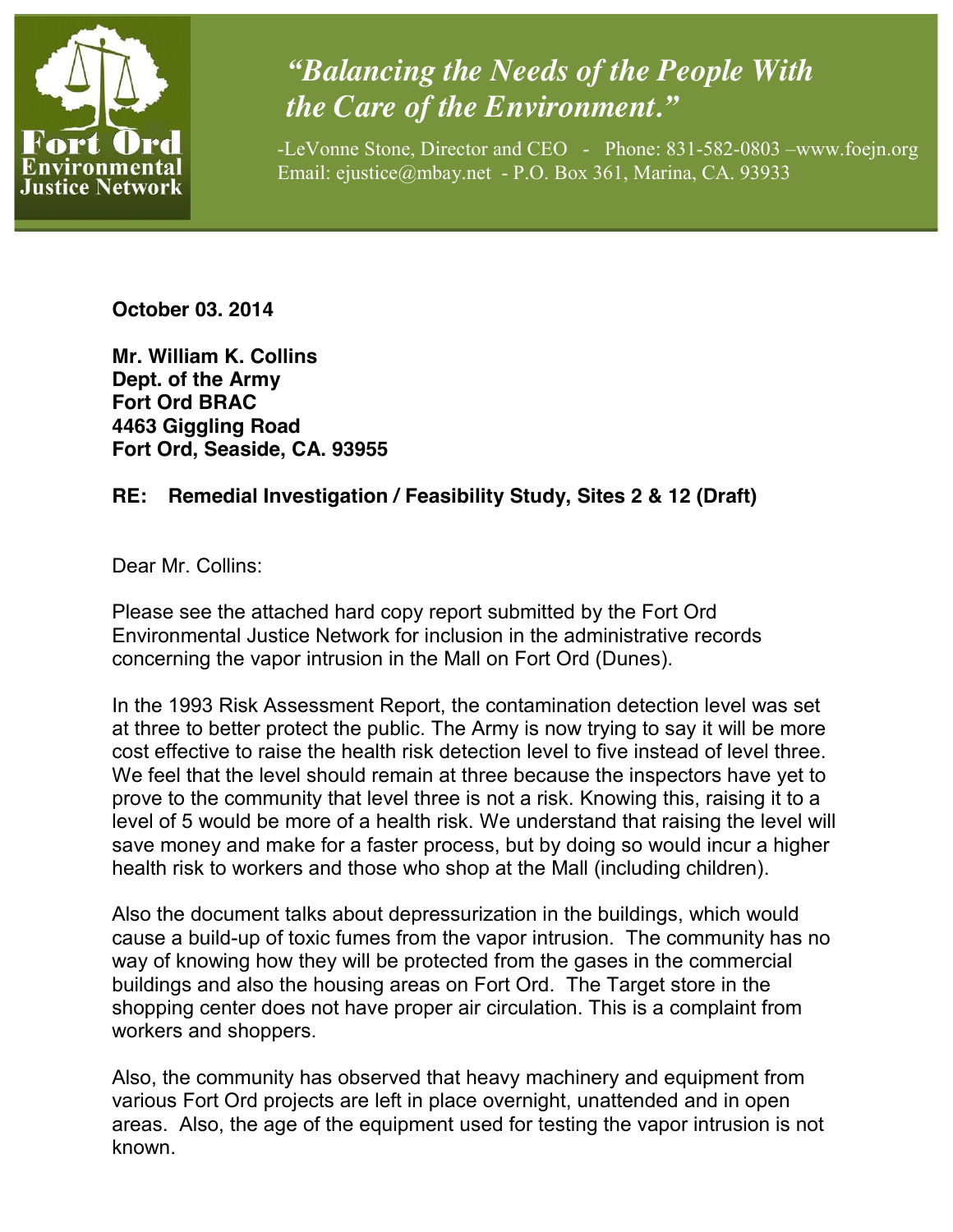Fort Ord Environmental Justice Network

*"Balancing the Needs of the People With the Care of the Environment."*

-LeVonne Stone, Director and CEO - Phone: 831-582-0803 –www.foejn.org
Email: ejustice@mbay.net - P.O. Box 361, Marina, CA. 93933

**October 03. 2014**

**Mr. William K. Collins**
**Dept. of the Army**
**Fort Ord BRAC**
**4463 Giggling Road**
**Fort Ord, Seaside, CA. 93955**

**RE: Remedial Investigation / Feasibility Study, Sites 2 & 12 (Draft)**

Dear Mr. Collins:

Please see the attached hard copy report submitted by the Fort Ord Environmental Justice Network for inclusion in the administrative records concerning the vapor intrusion in the Mall on Fort Ord (Dunes).

In the 1993 Risk Assessment Report, the contamination detection level was set at three to better protect the public. The Army is now trying to say it will be more cost effective to raise the health risk detection level to five instead of level three. We feel that the level should remain at three because the inspectors have yet to prove to the community that level three is not a risk. Knowing this, raising it to a level of 5 would be more of a health risk. We understand that raising the level will save money and make for a faster process, but by doing so would incur a higher health risk to workers and those who shop at the Mall (including children).

Also the document talks about depressurization in the buildings, which would cause a build-up of toxic fumes from the vapor intrusion. The community has no way of knowing how they will be protected from the gases in the commercial buildings and also the housing areas on Fort Ord. The Target store in the shopping center does not have proper air circulation. This is a complaint from workers and shoppers.

Also, the community has observed that heavy machinery and equipment from various Fort Ord projects are left in place overnight, unattended and in open areas. Also, the age of the equipment used for testing the vapor intrusion is not known.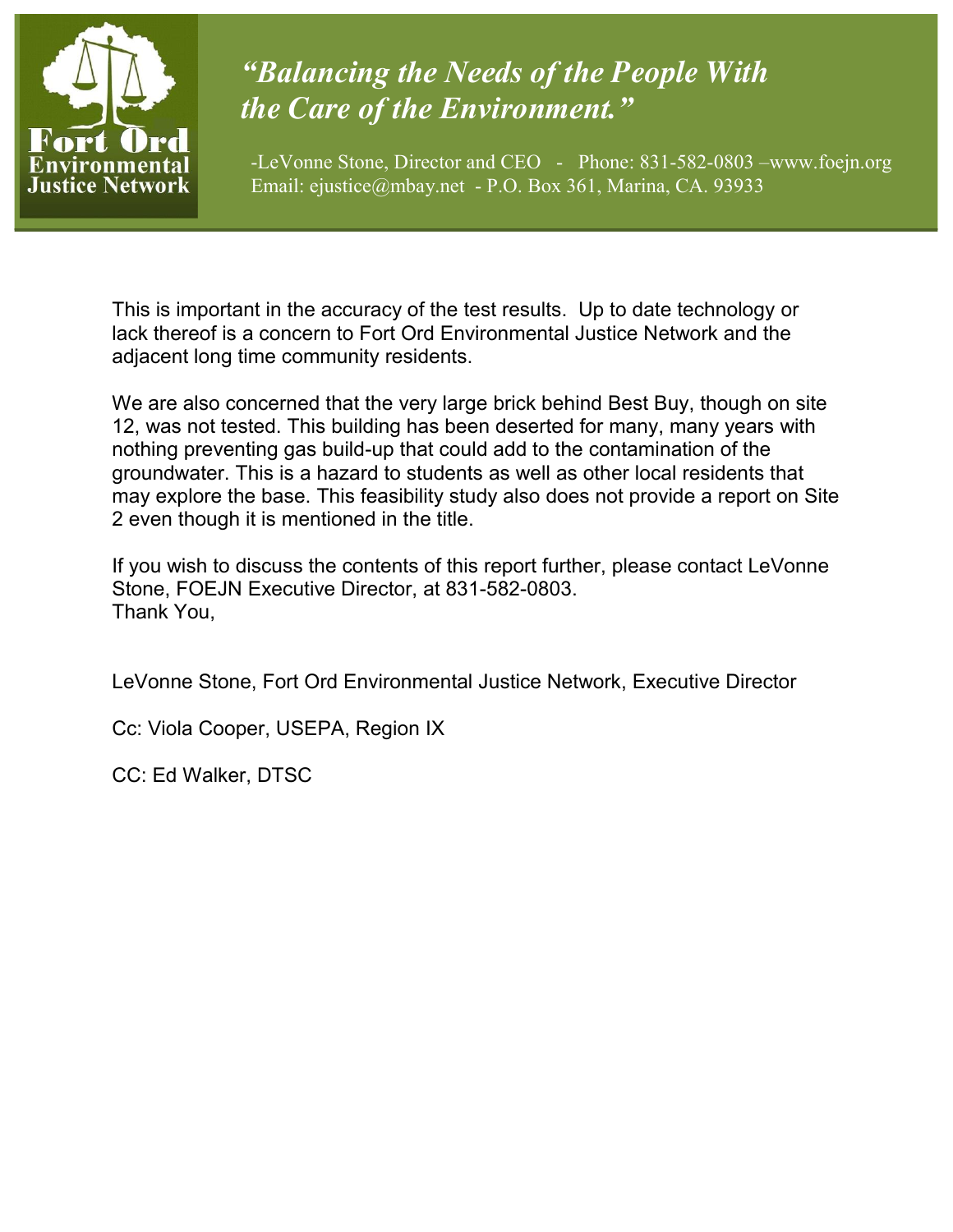This is important in the accuracy of the test results. Up to date technology or lack thereof is a concern to Fort Ord Environmental Justice Network and the adjacent long time community residents.

We are also concerned that the very large brick behind Best Buy, though on site 12, was not tested. This building has been deserted for many, many years with nothing preventing gas build-up that could add to the contamination of the groundwater. This is a hazard to students as well as other local residents that may explore the base. This feasibility study also does not provide a report on Site 2 even though it is mentioned in the title.

If you wish to discuss the contents of this report further, please contact LeVonne Stone, FOEJN Executive Director, at 831-582-0803.
Thank You,

LeVonne Stone, Fort Ord Environmental Justice Network, Executive Director

Cc: Viola Cooper, USEPA, Region IX

CC: Ed Walker, DTSC